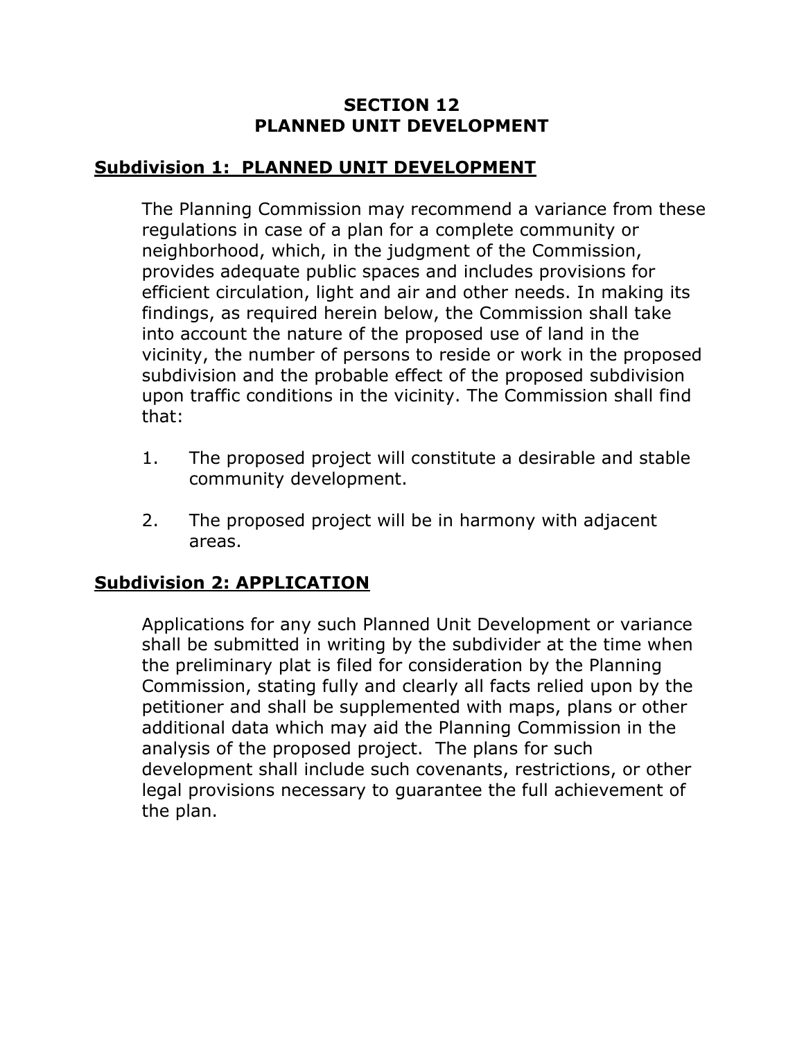# SECTION 12
# PLANNED UNIT DEVELOPMENT

## Subdivision 1: PLANNED UNIT DEVELOPMENT

The Planning Commission may recommend a variance from these regulations in case of a plan for a complete community or neighborhood, which, in the judgment of the Commission, provides adequate public spaces and includes provisions for efficient circulation, light and air and other needs. In making its findings, as required herein below, the Commission shall take into account the nature of the proposed use of land in the vicinity, the number of persons to reside or work in the proposed subdivision and the probable effect of the proposed subdivision upon traffic conditions in the vicinity. The Commission shall find that:

1. The proposed project will constitute a desirable and stable community development.

2. The proposed project will be in harmony with adjacent areas.

## Subdivision 2: APPLICATION

Applications for any such Planned Unit Development or variance shall be submitted in writing by the subdivider at the time when the preliminary plat is filed for consideration by the Planning Commission, stating fully and clearly all facts relied upon by the petitioner and shall be supplemented with maps, plans or other additional data which may aid the Planning Commission in the analysis of the proposed project. The plans for such development shall include such covenants, restrictions, or other legal provisions necessary to guarantee the full achievement of the plan.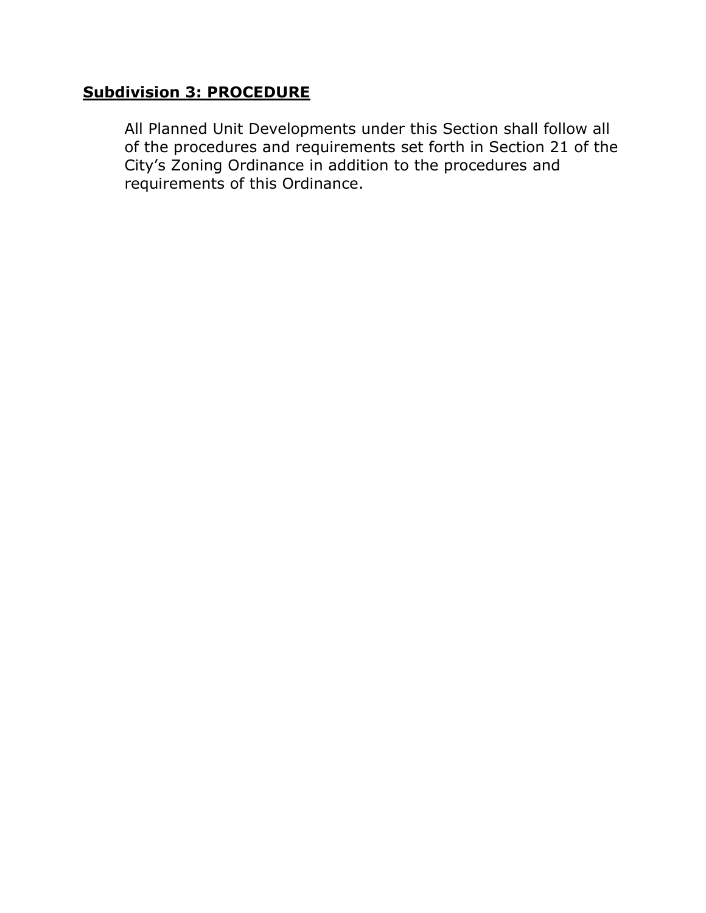## **Subdivision 3: PROCEDURE**

All Planned Unit Developments under this Section shall follow all of the procedures and requirements set forth in Section 21 of the City's Zoning Ordinance in addition to the procedures and requirements of this Ordinance.